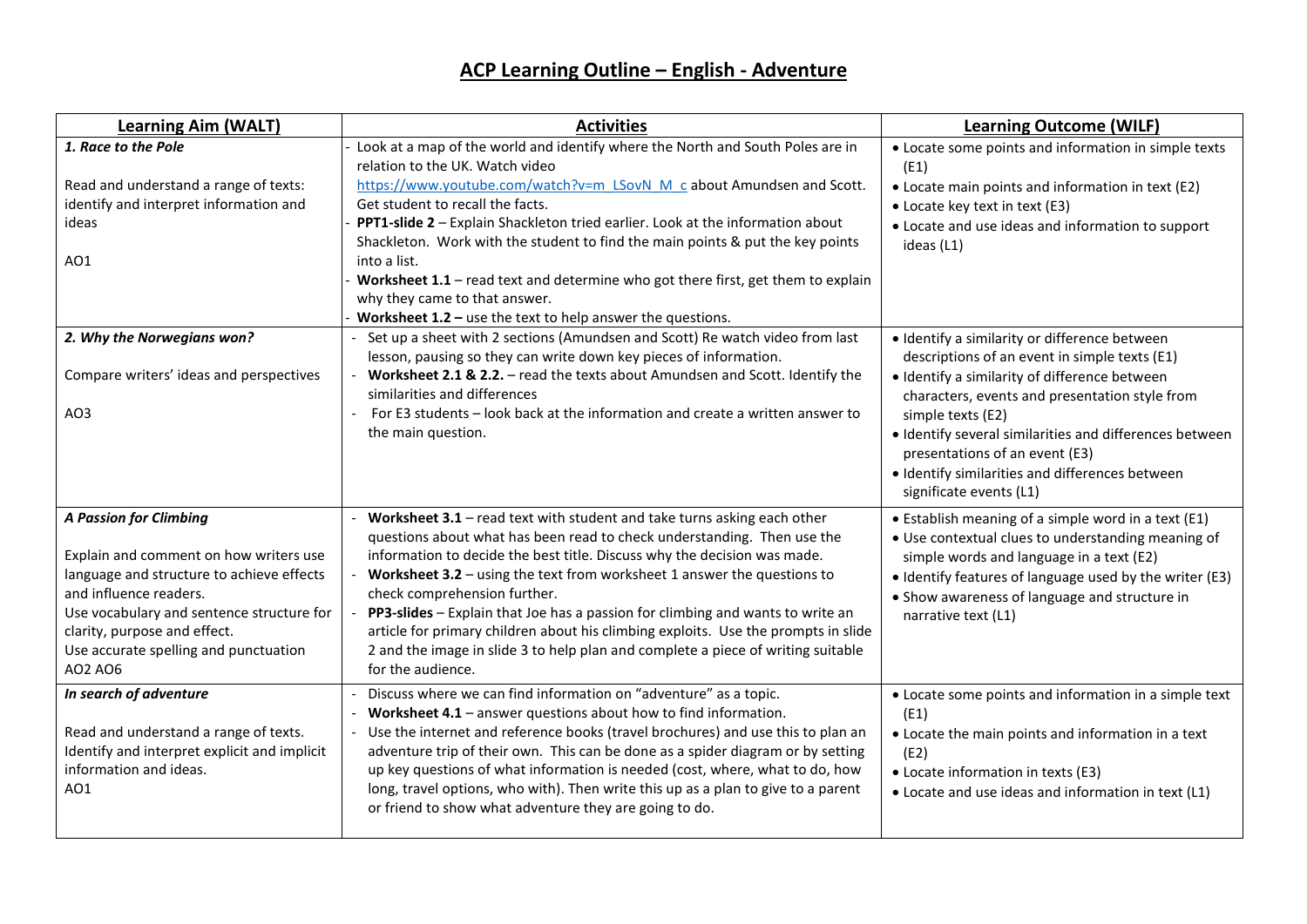# ACP Learning Outline – English - Adventure

| Learning Aim (WALT) | Activities | Learning Outcome (WILF) |
|---|---|---|
| ***1. Race to the Pole***<br><br>Read and understand a range of texts: identify and interpret information and ideas<br><br>AO1 | - Look at a map of the world and identify where the North and South Poles are in relation to the UK. Watch video https://www.youtube.com/watch?v=m_LSovN_M_c about Amundsen and Scott. Get student to recall the facts.<br>- **PPT1-slide 2** – Explain Shackleton tried earlier. Look at the information about Shackleton. Work with the student to find the main points & put the key points into a list.<br>- **Worksheet 1.1** – read text and determine who got there first, get them to explain why they came to that answer.<br>- **Worksheet 1.2 –** use the text to help answer the questions. | • Locate some points and information in simple texts (E1)<br>• Locate main points and information in text (E2)<br>• Locate key text in text (E3)<br>• Locate and use ideas and information to support ideas (L1) |
| ***2. Why the Norwegians won?***<br><br>Compare writers' ideas and perspectives<br><br>AO3 | - Set up a sheet with 2 sections (Amundsen and Scott) Re watch video from last lesson, pausing so they can write down key pieces of information.<br>- **Worksheet 2.1 & 2.2.** – read the texts about Amundsen and Scott. Identify the similarities and differences<br>- For E3 students – look back at the information and create a written answer to the main question. | • Identify a similarity or difference between descriptions of an event in simple texts (E1)<br>• Identify a similarity of difference between characters, events and presentation style from simple texts (E2)<br>• Identify several similarities and differences between presentations of an event (E3)<br>• Identify similarities and differences between significate events (L1) |
| ***A Passion for Climbing***<br><br>Explain and comment on how writers use language and structure to achieve effects and influence readers.<br>Use vocabulary and sentence structure for clarity, purpose and effect.<br>Use accurate spelling and punctuation<br>AO2 AO6 | - **Worksheet 3.1** – read text with student and take turns asking each other questions about what has been read to check understanding. Then use the information to decide the best title. Discuss why the decision was made.<br>- **Worksheet 3.2** – using the text from worksheet 1 answer the questions to check comprehension further.<br>- **PP3-slides** – Explain that Joe has a passion for climbing and wants to write an article for primary children about his climbing exploits. Use the prompts in slide 2 and the image in slide 3 to help plan and complete a piece of writing suitable for the audience. | • Establish meaning of a simple word in a text (E1)<br>• Use contextual clues to understanding meaning of simple words and language in a text (E2)<br>• Identify features of language used by the writer (E3)<br>• Show awareness of language and structure in narrative text (L1) |
| ***In search of adventure***<br><br>Read and understand a range of texts. Identify and interpret explicit and implicit information and ideas.<br>AO1 | - Discuss where we can find information on "adventure" as a topic.<br>- **Worksheet 4.1** – answer questions about how to find information.<br>- Use the internet and reference books (travel brochures) and use this to plan an adventure trip of their own. This can be done as a spider diagram or by setting up key questions of what information is needed (cost, where, what to do, how long, travel options, who with). Then write this up as a plan to give to a parent or friend to show what adventure they are going to do. | • Locate some points and information in a simple text (E1)<br>• Locate the main points and information in a text (E2)<br>• Locate information in texts (E3)<br>• Locate and use ideas and information in text (L1) |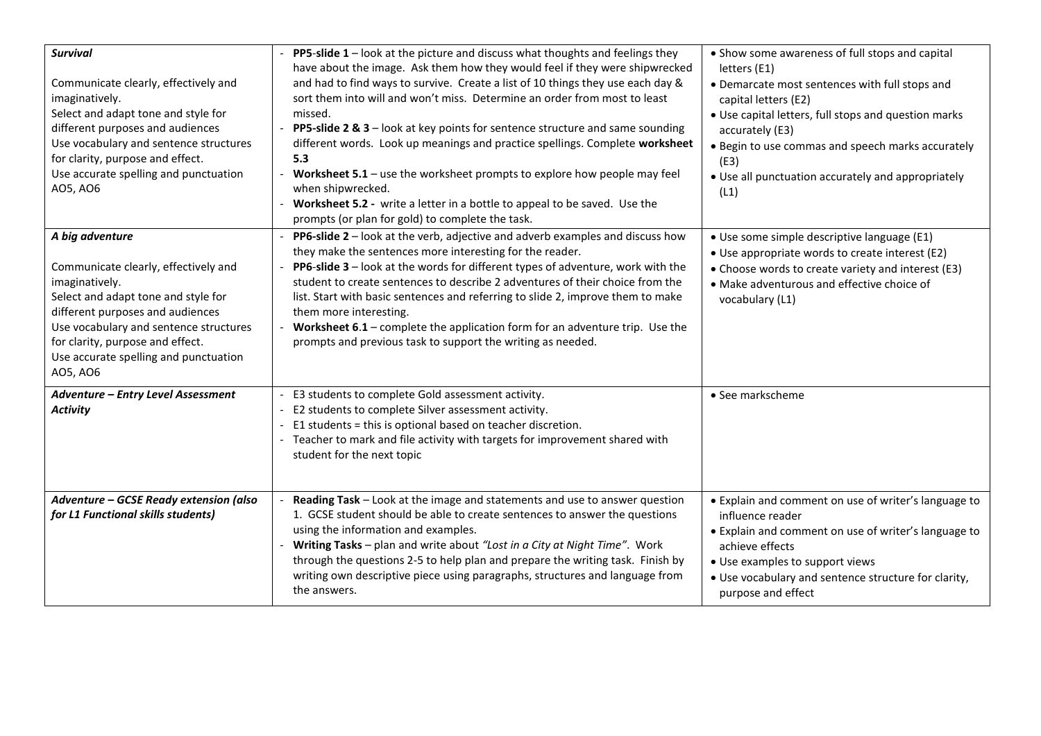| | | |
|---|---|---|
| ***Survival***<br><br>Communicate clearly, effectively and imaginatively.<br>Select and adapt tone and style for different purposes and audiences<br>Use vocabulary and sentence structures for clarity, purpose and effect.<br>Use accurate spelling and punctuation<br>AO5, AO6 | - **PP5-slide 1** – look at the picture and discuss what thoughts and feelings they have about the image. Ask them how they would feel if they were shipwrecked and had to find ways to survive. Create a list of 10 things they use each day & sort them into will and won't miss. Determine an order from most to least missed.<br>- **PP5-slide 2 & 3** – look at key points for sentence structure and same sounding different words. Look up meanings and practice spellings. Complete **worksheet 5.3**<br>- **Worksheet 5.1** – use the worksheet prompts to explore how people may feel when shipwrecked.<br>- **Worksheet 5.2 -** write a letter in a bottle to appeal to be saved. Use the prompts (or plan for gold) to complete the task. | • Show some awareness of full stops and capital letters (E1)<br>• Demarcate most sentences with full stops and capital letters (E2)<br>• Use capital letters, full stops and question marks accurately (E3)<br>• Begin to use commas and speech marks accurately (E3)<br>• Use all punctuation accurately and appropriately (L1) |
| ***A big adventure***<br><br>Communicate clearly, effectively and imaginatively.<br>Select and adapt tone and style for different purposes and audiences<br>Use vocabulary and sentence structures for clarity, purpose and effect.<br>Use accurate spelling and punctuation<br>AO5, AO6 | - **PP6-slide 2** – look at the verb, adjective and adverb examples and discuss how they make the sentences more interesting for the reader.<br>- **PP6-slide 3** – look at the words for different types of adventure, work with the student to create sentences to describe 2 adventures of their choice from the list. Start with basic sentences and referring to slide 2, improve them to make them more interesting.<br>- **Worksheet 6.1** – complete the application form for an adventure trip. Use the prompts and previous task to support the writing as needed. | • Use some simple descriptive language (E1)<br>• Use appropriate words to create interest (E2)<br>• Choose words to create variety and interest (E3)<br>• Make adventurous and effective choice of vocabulary (L1) |
| ***Adventure – Entry Level Assessment Activity*** | - E3 students to complete Gold assessment activity.<br>- E2 students to complete Silver assessment activity.<br>- E1 students = this is optional based on teacher discretion.<br>- Teacher to mark and file activity with targets for improvement shared with student for the next topic | • See markscheme |
| ***Adventure – GCSE Ready extension (also for L1 Functional skills students)*** | - **Reading Task** – Look at the image and statements and use to answer question 1. GCSE student should be able to create sentences to answer the questions using the information and examples.<br>- **Writing Tasks** – plan and write about *"Lost in a City at Night Time"*. Work through the questions 2-5 to help plan and prepare the writing task. Finish by writing own descriptive piece using paragraphs, structures and language from the answers. | • Explain and comment on use of writer's language to influence reader<br>• Explain and comment on use of writer's language to achieve effects<br>• Use examples to support views<br>• Use vocabulary and sentence structure for clarity, purpose and effect |